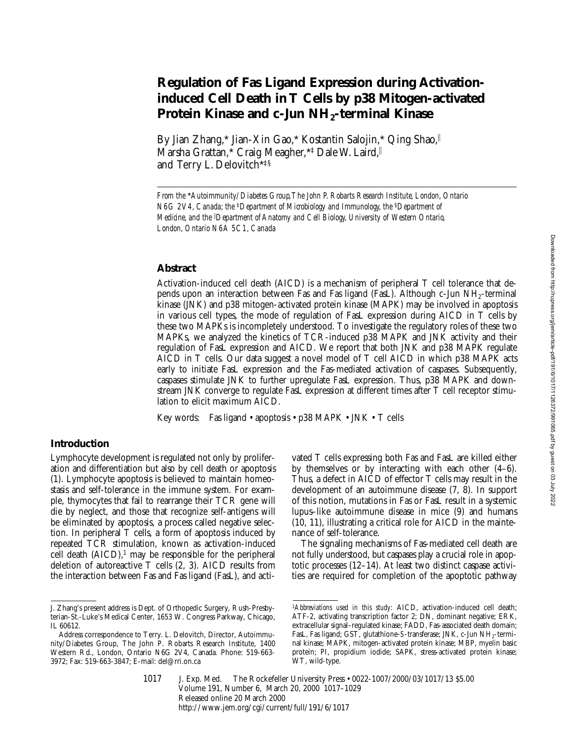# Regulation of Fas Ligand Expression during Activation-induced Cell Death in T Cells by p38 Mitogen-activated Protein Kinase and c-Jun $NH_2$-terminal Kinase

By Jian Zhang,* Jian-Xin Gao,* Kostantin Salojin,* Qing Shao,‖ Marsha Grattan,* Craig Meagher,*‡ Dale W. Laird,‖ and Terry L. Delovitch*‡§

*From the \*Autoimmunity/Diabetes Group, The John P. Robarts Research Institute, London, Ontario N6G 2V4, Canada; the ‡Department of Microbiology and Immunology, the §Department of Medicine, and the ‖Department of Anatomy and Cell Biology, University of Western Ontario, London, Ontario N6A 5C1, Canada*

## Abstract

Activation-induced cell death (AICD) is a mechanism of peripheral T cell tolerance that depends upon an interaction between Fas and Fas ligand (FasL). Although c-Jun $NH_2$-terminal kinase (JNK) and p38 mitogen-activated protein kinase (MAPK) may be involved in apoptosis in various cell types, the mode of regulation of FasL expression during AICD in T cells by these two MAPKs is incompletely understood. To investigate the regulatory roles of these two MAPKs, we analyzed the kinetics of TCR-induced p38 MAPK and JNK activity and their regulation of FasL expression and AICD. We report that both JNK and p38 MAPK regulate AICD in T cells. Our data suggest a novel model of T cell AICD in which p38 MAPK acts early to initiate FasL expression and the Fas-mediated activation of caspases. Subsequently, caspases stimulate JNK to further upregulate FasL expression. Thus, p38 MAPK and downstream JNK converge to regulate FasL expression at different times after T cell receptor stimulation to elicit maximum AICD.

Key words: Fas ligand • apoptosis • p38 MAPK • JNK • T cells

## Introduction

Lymphocyte development is regulated not only by proliferation and differentiation but also by cell death or apoptosis (1). Lymphocyte apoptosis is believed to maintain homeostasis and self-tolerance in the immune system. For example, thymocytes that fail to rearrange their TCR gene will die by neglect, and those that recognize self-antigens will be eliminated by apoptosis, a process called negative selection. In peripheral T cells, a form of apoptosis induced by repeated TCR stimulation, known as activation-induced cell death (AICD),[1] may be responsible for the peripheral deletion of autoreactive T cells (2, 3). AICD results from the interaction between Fas and Fas ligand (FasL), and activated T cells expressing both Fas and FasL are killed either by themselves or by interacting with each other (4–6). Thus, a defect in AICD of effector T cells may result in the development of an autoimmune disease (7, 8). In support of this notion, mutations in Fas or FasL result in a systemic lupus–like autoimmune disease in mice (9) and humans (10, 11), illustrating a critical role for AICD in the maintenance of self-tolerance.

The signaling mechanisms of Fas-mediated cell death are not fully understood, but caspases play a crucial role in apoptotic processes (12–14). At least two distinct caspase activities are required for completion of the apoptotic pathway

J. Zhang's present address is Dept. of Orthopedic Surgery, Rush-Presbyterian-St.-Luke's Medical Center, 1653 W. Congress Parkway, Chicago, IL 60612.

Address correspondence to Terry. L. Delovitch, Director, Autoimmunity/Diabetes Group, The John P. Robarts Research Institute, 1400 Western Rd., London, Ontario N6G 2V4, Canada. Phone: 519-663-3972; Fax: 519-663-3847; E-mail: del@rri.on.ca

[1] *Abbreviations used in this study:* AICD, activation-induced cell death; ATF-2, activating transcription factor 2; DN, dominant negative; ERK, extracellular signal–regulated kinase; FADD, Fas-associated death domain; FasL, Fas ligand; GST, glutathione-*S*-transferase; JNK, c-Jun $NH_2$-terminal kinase; MAPK, mitogen-activated protein kinase; MBP, myelin basic protein; PI, propidium iodide; SAPK, stress-activated protein kinase; WT, wild-type.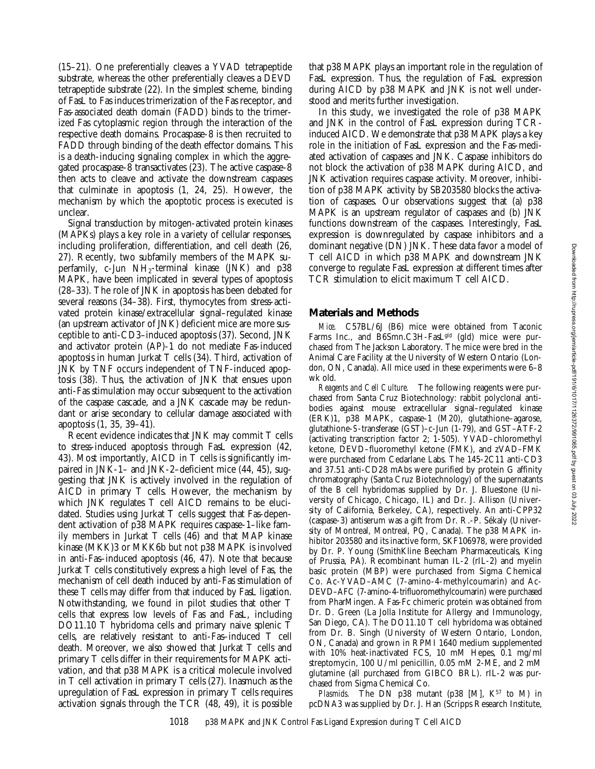(15–21). One preferentially cleaves a YVAD tetrapeptide substrate, whereas the other preferentially cleaves a DEVD tetrapeptide substrate (22). In the simplest scheme, binding of FasL to Fas induces trimerization of the Fas receptor, and Fas-associated death domain (FADD) binds to the trimerized Fas cytoplasmic region through the interaction of the respective death domains. Procaspase-8 is then recruited to FADD through binding of the death effector domains. This is a death-inducing signaling complex in which the aggregated procaspase-8 transactivates (23). The active caspase-8 then acts to cleave and activate the downstream caspases that culminate in apoptosis (1, 24, 25). However, the mechanism by which the apoptotic process is executed is unclear.

Signal transduction by mitogen-activated protein kinases (MAPKs) plays a key role in a variety of cellular responses, including proliferation, differentiation, and cell death (26, 27). Recently, two subfamily members of the MAPK superfamily, c-Jun $NH_2$-terminal kinase (JNK) and p38 MAPK, have been implicated in several types of apoptosis (28–33). The role of JNK in apoptosis has been debated for several reasons (34–38). First, thymocytes from stress-activated protein kinase/extracellular signal–regulated kinase (an upstream activator of JNK) deficient mice are more susceptible to anti-CD3–induced apoptosis (37). Second, JNK and activator protein (AP)-1 do not mediate Fas-induced apoptosis in human Jurkat T cells (34). Third, activation of JNK by TNF occurs independent of TNF-induced apoptosis (38). Thus, the activation of JNK that ensues upon anti-Fas stimulation may occur subsequent to the activation of the caspase cascade, and a JNK cascade may be redundant or arise secondary to cellular damage associated with apoptosis (1, 35, 39–41).

Recent evidence indicates that JNK may commit T cells to stress-induced apoptosis through FasL expression (42, 43). Most importantly, AICD in T cells is significantly impaired in JNK-1– and JNK-2–deficient mice (44, 45), suggesting that JNK is actively involved in the regulation of AICD in primary T cells. However, the mechanism by which JNK regulates T cell AICD remains to be elucidated. Studies using Jurkat T cells suggest that Fas-dependent activation of p38 MAPK requires caspase-1–like family members in Jurkat T cells (46) and that MAP kinase kinase (MKK)3 or MKK6b but not p38 MAPK is involved in anti-Fas–induced apoptosis (46, 47). Note that because Jurkat T cells constitutively express a high level of Fas, the mechanism of cell death induced by anti-Fas stimulation of these T cells may differ from that induced by FasL ligation. Notwithstanding, we found in pilot studies that other T cells that express low levels of Fas and FasL, including DO11.10 T hybridoma cells and primary naive splenic T cells, are relatively resistant to anti-Fas–induced T cell death. Moreover, we also showed that Jurkat T cells and primary T cells differ in their requirements for MAPK activation, and that p38 MAPK is a critical molecule involved in T cell activation in primary T cells (27). Inasmuch as the upregulation of FasL expression in primary T cells requires activation signals through the TCR (48, 49), it is possible that p38 MAPK plays an important role in the regulation of FasL expression. Thus, the regulation of FasL expression during AICD by p38 MAPK and JNK is not well understood and merits further investigation.

In this study, we investigated the role of p38 MAPK and JNK in the control of FasL expression during TCR-induced AICD. We demonstrate that p38 MAPK plays a key role in the initiation of FasL expression and the Fas-mediated activation of caspases and JNK. Caspase inhibitors do not block the activation of p38 MAPK during AICD, and JNK activation requires caspase activity. Moreover, inhibition of p38 MAPK activity by SB203580 blocks the activation of caspases. Our observations suggest that (a) p38 MAPK is an upstream regulator of caspases and (b) JNK functions downstream of the caspases. Interestingly, FasL expression is downregulated by caspase inhibitors and a dominant negative (DN) JNK. These data favor a model of T cell AICD in which p38 MAPK and downstream JNK converge to regulate FasL expression at different times after TCR stimulation to elicit maximum T cell AICD.

## Materials and Methods

*Mice.* C57BL/6J (B6) mice were obtained from Taconic Farms Inc., and B6Smn.C3H-FasL$^{gld}$ (gld) mice were purchased from The Jackson Laboratory. The mice were bred in the Animal Care Facility at the University of Western Ontario (London, ON, Canada). All mice used in these experiments were 6–8 wk old.

*Reagents and Cell Culture.* The following reagents were purchased from Santa Cruz Biotechnology: rabbit polyclonal antibodies against mouse extracellular signal–regulated kinase (ERK)1, p38 MAPK, caspase-1 (M20), glutathione–agarose, glutathione-*S*-transferase (GST)–c-Jun (1-79), and GST–ATF-2 (activating transcription factor 2; 1-505). YVAD–chloromethyl ketone, DEVD–fluoromethyl ketone (FMK), and zVAD–FMK were purchased from Cedarlane Labs. The 145-2C11 anti-CD3 and 37.51 anti-CD28 mAbs were purified by protein G affinity chromatography (Santa Cruz Biotechnology) of the supernatants of the B cell hybridomas supplied by Dr. J. Bluestone (University of Chicago, Chicago, IL) and Dr. J. Allison (University of California, Berkeley, CA), respectively. An anti-CPP32 (caspase-3) antiserum was a gift from Dr. R.-P. Sékaly (University of Montreal, Montreal, PQ, Canada). The p38 MAPK inhibitor 203580 and its inactive form, SKF106978, were provided by Dr. P. Young (SmithKline Beecham Pharmaceuticals, King of Prussia, PA). Recombinant human IL-2 (rIL-2) and myelin basic protein (MBP) were purchased from Sigma Chemical Co. Ac-YVAD–AMC (7-amino-4-methylcoumarin) and Ac-DEVD–AFC (7-amino-4-trifluoromethylcoumarin) were purchased from PharMingen. A Fas-Fc chimeric protein was obtained from Dr. D. Green (La Jolla Institute for Allergy and Immunology, San Diego, CA). The DO11.10 T cell hybridoma was obtained from Dr. B. Singh (University of Western Ontario, London, ON, Canada) and grown in RPMI 1640 medium supplemented with 10% heat-inactivated FCS, 10 mM Hepes, 0.1 mg/ml streptomycin, 100 U/ml penicillin, 0.05 mM 2-ME, and 2 mM glutamine (all purchased from GIBCO BRL). rIL-2 was purchased from Sigma Chemical Co.

*Plasmids.* The DN p38 mutant (p38 [M], $K^{57}$ to M) in pcDNA3 was supplied by Dr. J. Han (Scripps Research Institute,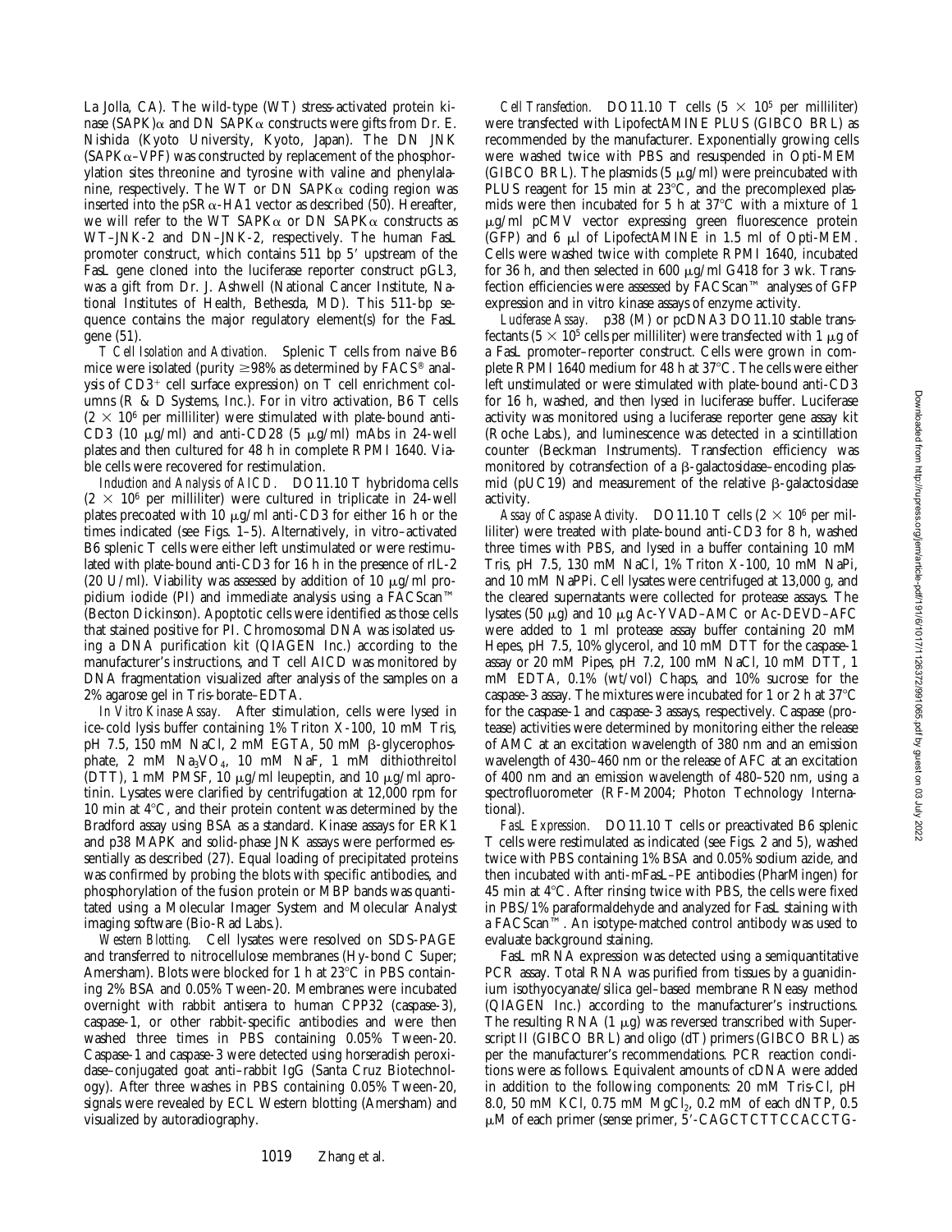La Jolla, CA). The wild-type (WT) stress-activated protein kinase (SAPK)α and DN SAPKα constructs were gifts from Dr. E. Nishida (Kyoto University, Kyoto, Japan). The DN JNK (SAPKα–VPF) was constructed by replacement of the phosphorylation sites threonine and tyrosine with valine and phenylalanine, respectively. The WT or DN SAPKα coding region was inserted into the pSRα-HA1 vector as described (50). Hereafter, we will refer to the WT SAPKα or DN SAPKα constructs as WT–JNK-2 and DN–JNK-2, respectively. The human FasL promoter construct, which contains 511 bp 5′ upstream of the FasL gene cloned into the luciferase reporter construct pGL3, was a gift from Dr. J. Ashwell (National Cancer Institute, National Institutes of Health, Bethesda, MD). This 511-bp sequence contains the major regulatory element(s) for the FasL gene (51).

*T Cell Isolation and Activation.* Splenic T cells from naive B6 mice were isolated (purity ≥98% as determined by FACS® analysis of $CD3^+$ cell surface expression) on T cell enrichment columns (R & D Systems, Inc.). For in vitro activation, B6 T cells ($2 \times 10^6$ per milliliter) were stimulated with plate-bound anti-CD3 (10 μg/ml) and anti-CD28 (5 μg/ml) mAbs in 24-well plates and then cultured for 48 h in complete RPMI 1640. Viable cells were recovered for restimulation.

*Induction and Analysis of AICD.* DO11.10 T hybridoma cells ($2 \times 10^6$ per milliliter) were cultured in triplicate in 24-well plates precoated with 10 μg/ml anti-CD3 for either 16 h or the times indicated (see Figs. 1–5). Alternatively, in vitro–activated B6 splenic T cells were either left unstimulated or were restimulated with plate-bound anti-CD3 for 16 h in the presence of rIL-2 (20 U/ml). Viability was assessed by addition of 10 μg/ml propidium iodide (PI) and immediate analysis using a FACScan™ (Becton Dickinson). Apoptotic cells were identified as those cells that stained positive for PI. Chromosomal DNA was isolated using a DNA purification kit (QIAGEN Inc.) according to the manufacturer's instructions, and T cell AICD was monitored by DNA fragmentation visualized after analysis of the samples on a 2% agarose gel in Tris-borate–EDTA.

*In Vitro Kinase Assay.* After stimulation, cells were lysed in ice-cold lysis buffer containing 1% Triton X-100, 10 mM Tris, pH 7.5, 150 mM NaCl, 2 mM EGTA, 50 mM β-glycerophosphate, 2 mM $Na_3VO_4$, 10 mM NaF, 1 mM dithiothreitol (DTT), 1 mM PMSF, 10 μg/ml leupeptin, and 10 μg/ml aprotinin. Lysates were clarified by centrifugation at 12,000 rpm for 10 min at 4°C, and their protein content was determined by the Bradford assay using BSA as a standard. Kinase assays for ERK1 and p38 MAPK and solid-phase JNK assays were performed essentially as described (27). Equal loading of precipitated proteins was confirmed by probing the blots with specific antibodies, and phosphorylation of the fusion protein or MBP bands was quantitated using a Molecular Imager System and Molecular Analyst imaging software (Bio-Rad Labs.).

*Western Blotting.* Cell lysates were resolved on SDS-PAGE and transferred to nitrocellulose membranes (Hy-bond C Super; Amersham). Blots were blocked for 1 h at 23°C in PBS containing 2% BSA and 0.05% Tween-20. Membranes were incubated overnight with rabbit antisera to human CPP32 (caspase-3), caspase-1, or other rabbit-specific antibodies and were then washed three times in PBS containing 0.05% Tween-20. Caspase-1 and caspase-3 were detected using horseradish peroxidase–conjugated goat anti–rabbit IgG (Santa Cruz Biotechnology). After three washes in PBS containing 0.05% Tween-20, signals were revealed by ECL Western blotting (Amersham) and visualized by autoradiography.

*Cell Transfection.* DO11.10 T cells ($5 \times 10^5$ per milliliter) were transfected with LipofectAMINE PLUS (GIBCO BRL) as recommended by the manufacturer. Exponentially growing cells were washed twice with PBS and resuspended in Opti-MEM (GIBCO BRL). The plasmids (5 μg/ml) were preincubated with PLUS reagent for 15 min at 23°C, and the precomplexed plasmids were then incubated for 5 h at 37°C with a mixture of 1 μg/ml pCMV vector expressing green fluorescence protein (GFP) and 6 μl of LipofectAMINE in 1.5 ml of Opti-MEM. Cells were washed twice with complete RPMI 1640, incubated for 36 h, and then selected in 600 μg/ml G418 for 3 wk. Transfection efficiencies were assessed by FACScan™ analyses of GFP expression and in vitro kinase assays of enzyme activity.

*Luciferase Assay.* p38 (M) or pcDNA3 DO11.10 stable transfectants ($5 \times 10^5$ cells per milliliter) were transfected with 1 μg of a FasL promoter–reporter construct. Cells were grown in complete RPMI 1640 medium for 48 h at 37°C. The cells were either left unstimulated or were stimulated with plate-bound anti-CD3 for 16 h, washed, and then lysed in luciferase buffer. Luciferase activity was monitored using a luciferase reporter gene assay kit (Roche Labs.), and luminescence was detected in a scintillation counter (Beckman Instruments). Transfection efficiency was monitored by cotransfection of a β-galactosidase–encoding plasmid (pUC19) and measurement of the relative β-galactosidase activity.

*Assay of Caspase Activity.* DO11.10 T cells ($2 \times 10^6$ per milliliter) were treated with plate-bound anti-CD3 for 8 h, washed three times with PBS, and lysed in a buffer containing 10 mM Tris, pH 7.5, 130 mM NaCl, 1% Triton X-100, 10 mM NaPi, and 10 mM NaPPi. Cell lysates were centrifuged at 13,000 *g*, and the cleared supernatants were collected for protease assays. The lysates (50 μg) and 10 μg Ac-YVAD–AMC or Ac-DEVD–AFC were added to 1 ml protease assay buffer containing 20 mM Hepes, pH 7.5, 10% glycerol, and 10 mM DTT for the caspase-1 assay or 20 mM Pipes, pH 7.2, 100 mM NaCl, 10 mM DTT, 1 mM EDTA, 0.1% (wt/vol) Chaps, and 10% sucrose for the caspase-3 assay. The mixtures were incubated for 1 or 2 h at 37°C for the caspase-1 and caspase-3 assays, respectively. Caspase (protease) activities were determined by monitoring either the release of AMC at an excitation wavelength of 380 nm and an emission wavelength of 430–460 nm or the release of AFC at an excitation of 400 nm and an emission wavelength of 480–520 nm, using a spectrofluorometer (RF-M2004; Photon Technology International).

*FasL Expression.* DO11.10 T cells or preactivated B6 splenic T cells were restimulated as indicated (see Figs. 2 and 5), washed twice with PBS containing 1% BSA and 0.05% sodium azide, and then incubated with anti-mFasL–PE antibodies (PharMingen) for 45 min at 4°C. After rinsing twice with PBS, the cells were fixed in PBS/1% paraformaldehyde and analyzed for FasL staining with a FACScan™. An isotype-matched control antibody was used to evaluate background staining.

FasL mRNA expression was detected using a semiquantitative PCR assay. Total RNA was purified from tissues by a guanidinium isothyocyanate/silica gel–based membrane RNeasy method (QIAGEN Inc.) according to the manufacturer's instructions. The resulting RNA (1 μg) was reversed transcribed with Superscript II (GIBCO BRL) and oligo (dT) primers (GIBCO BRL) as per the manufacturer's recommendations. PCR reaction conditions were as follows. Equivalent amounts of cDNA were added in addition to the following components: 20 mM Tris-Cl, pH 8.0, 50 mM KCl, 0.75 mM $MgCl_2$, 0.2 mM of each dNTP, 0.5 μM of each primer (sense primer, 5′-CAGCTCTTCCACCTG-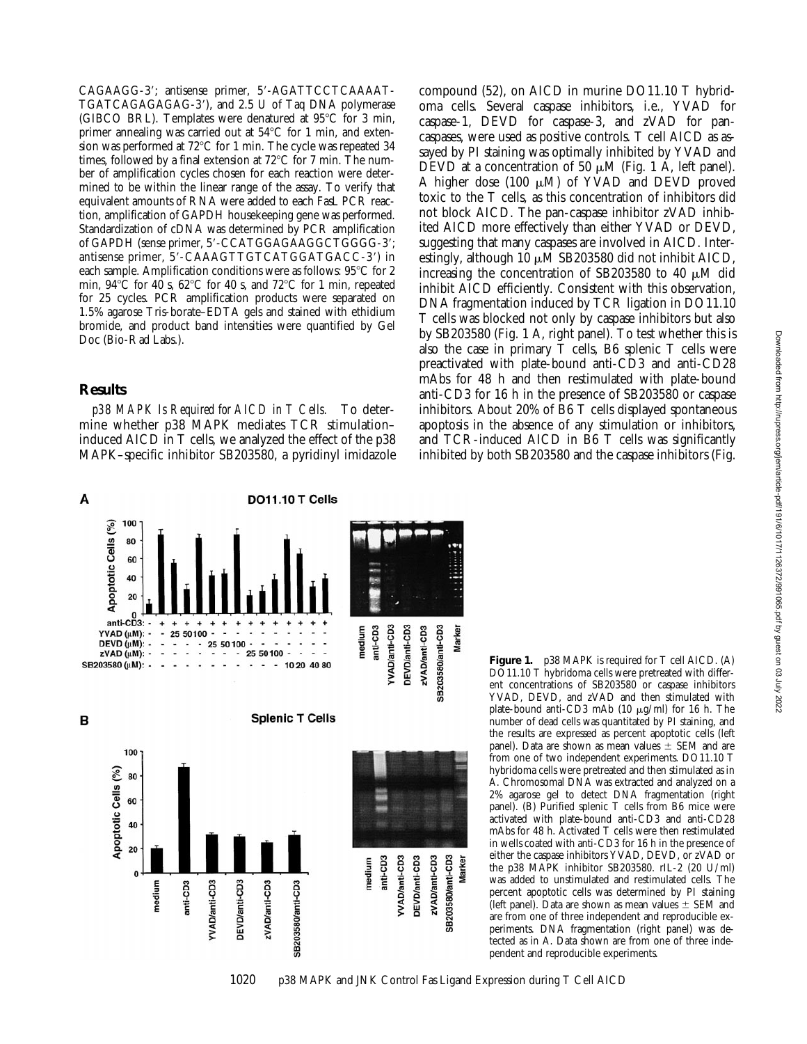CAGAAGG-3′; antisense primer, 5′-AGATTCCTCAAAAT-TGATCAGAGAGAG-3′), and 2.5 U of Taq DNA polymerase (GIBCO BRL). Templates were denatured at 95°C for 3 min, primer annealing was carried out at 54°C for 1 min, and extension was performed at 72°C for 1 min. The cycle was repeated 34 times, followed by a final extension at 72°C for 7 min. The number of amplification cycles chosen for each reaction were determined to be within the linear range of the assay. To verify that equivalent amounts of RNA were added to each FasL PCR reaction, amplification of GAPDH housekeeping gene was performed. Standardization of cDNA was determined by PCR amplification of GAPDH (sense primer, 5′-CCATGGAGAAGGCTGGGG-3′; antisense primer, 5′-CAAAGTTGTCATGGATGACC-3′) in each sample. Amplification conditions were as follows: 95°C for 2 min, 94°C for 40 s, 62°C for 40 s, and 72°C for 1 min, repeated for 25 cycles. PCR amplification products were separated on 1.5% agarose Tris-borate–EDTA gels and stained with ethidium bromide, and product band intensities were quantified by Gel Doc (Bio-Rad Labs.).

## Results

*p38 MAPK Is Required for AICD in T Cells.* To determine whether p38 MAPK mediates TCR stimulation–induced AICD in T cells, we analyzed the effect of the p38 MAPK–specific inhibitor SB203580, a pyridinyl imidazole compound (52), on AICD in murine DO11.10 T hybridoma cells. Several caspase inhibitors, i.e., YVAD for caspase-1, DEVD for caspase-3, and zVAD for pan-caspases, were used as positive controls. T cell AICD as assayed by PI staining was optimally inhibited by YVAD and DEVD at a concentration of 50 μM (Fig. 1 A, left panel). A higher dose (100 μM) of YVAD and DEVD proved toxic to the T cells, as this concentration of inhibitors did not block AICD. The pan-caspase inhibitor zVAD inhibited AICD more effectively than either YVAD or DEVD, suggesting that many caspases are involved in AICD. Interestingly, although 10 μM SB203580 did not inhibit AICD, increasing the concentration of SB203580 to 40 μM did inhibit AICD efficiently. Consistent with this observation, DNA fragmentation induced by TCR ligation in DO11.10 T cells was blocked not only by caspase inhibitors but also by SB203580 (Fig. 1 A, right panel). To test whether this is also the case in primary T cells, B6 splenic T cells were preactivated with plate-bound anti-CD3 and anti-CD28 mAbs for 48 h and then restimulated with plate-bound anti-CD3 for 16 h in the presence of SB203580 or caspase inhibitors. About 20% of B6 T cells displayed spontaneous apoptosis in the absence of any stimulation or inhibitors, and TCR-induced AICD in B6 T cells was significantly inhibited by both SB203580 and the caspase inhibitors (Fig.

**Figure 1.** p38 MAPK is required for T cell AICD. (A) DO11.10 T hybridoma cells were pretreated with different concentrations of SB203580 or caspase inhibitors YVAD, DEVD, and zVAD and then stimulated with plate-bound anti-CD3 mAb (10 μg/ml) for 16 h. The number of dead cells was quantitated by PI staining, and the results are expressed as percent apoptotic cells (left panel). Data are shown as mean values ± SEM and are from one of two independent experiments. DO11.10 T hybridoma cells were pretreated and then stimulated as in A. Chromosomal DNA was extracted and analyzed on a 2% agarose gel to detect DNA fragmentation (right panel). (B) Purified splenic T cells from B6 mice were activated with plate-bound anti-CD3 and anti-CD28 mAbs for 48 h. Activated T cells were then restimulated in wells coated with anti-CD3 for 16 h in the presence of either the caspase inhibitors YVAD, DEVD, or zVAD or the p38 MAPK inhibitor SB203580. rIL-2 (20 U/ml) was added to unstimulated and restimulated cells. The percent apoptotic cells was determined by PI staining (left panel). Data are shown as mean values ± SEM and are from one of three independent and reproducible experiments. DNA fragmentation (right panel) was detected as in A. Data shown are from one of three independent and reproducible experiments.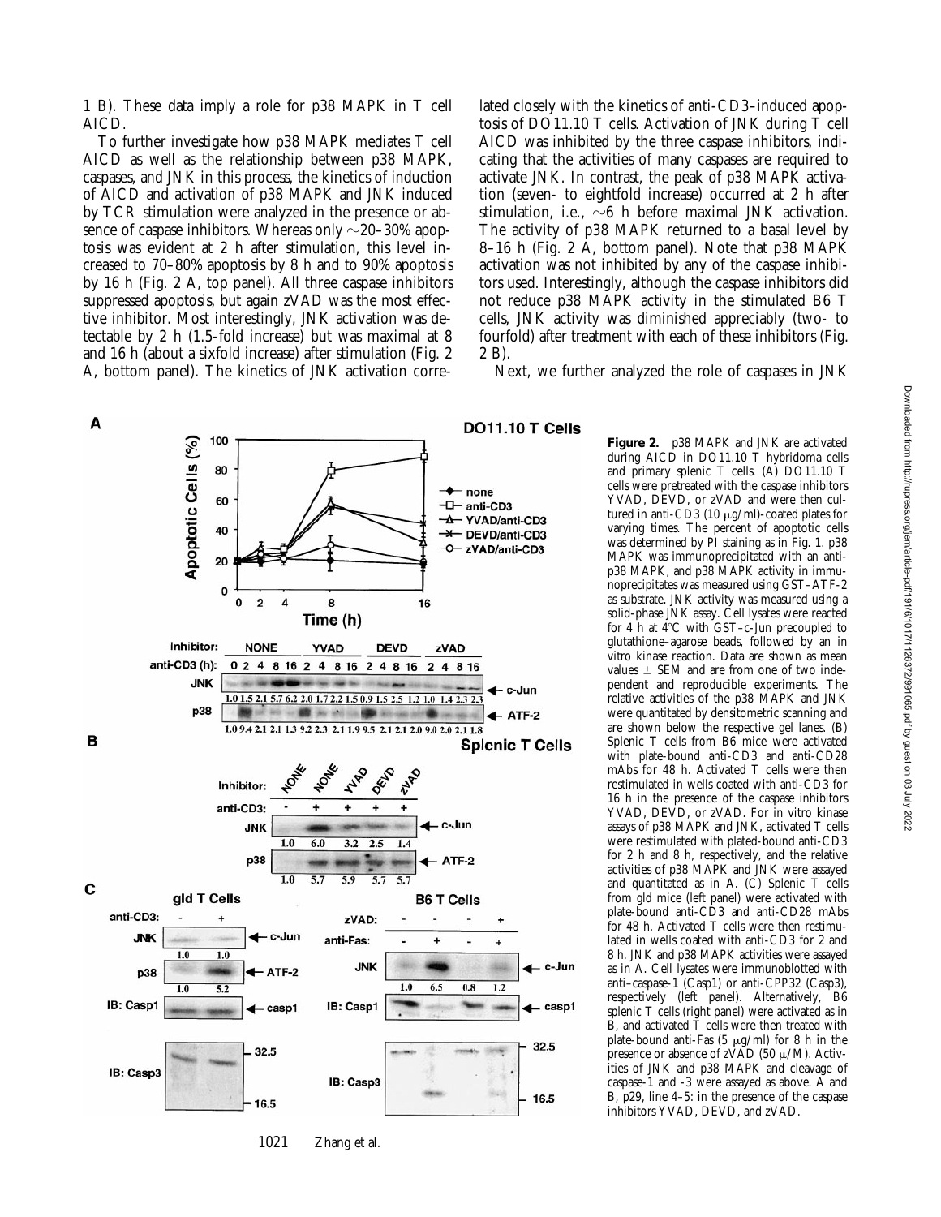1 B). These data imply a role for p38 MAPK in T cell AICD.

To further investigate how p38 MAPK mediates T cell AICD as well as the relationship between p38 MAPK, caspases, and JNK in this process, the kinetics of induction of AICD and activation of p38 MAPK and JNK induced by TCR stimulation were analyzed in the presence or absence of caspase inhibitors. Whereas only ~20–30% apoptosis was evident at 2 h after stimulation, this level increased to 70–80% apoptosis by 8 h and to 90% apoptosis by 16 h (Fig. 2 A, top panel). All three caspase inhibitors suppressed apoptosis, but again zVAD was the most effective inhibitor. Most interestingly, JNK activation was detectable by 2 h (1.5-fold increase) but was maximal at 8 and 16 h (about a sixfold increase) after stimulation (Fig. 2 A, bottom panel). The kinetics of JNK activation correlated closely with the kinetics of anti-CD3–induced apoptosis of DO11.10 T cells. Activation of JNK during T cell AICD was inhibited by the three caspase inhibitors, indicating that the activities of many caspases are required to activate JNK. In contrast, the peak of p38 MAPK activation (seven- to eightfold increase) occurred at 2 h after stimulation, i.e., ~6 h before maximal JNK activation. The activity of p38 MAPK returned to a basal level by 8–16 h (Fig. 2 A, bottom panel). Note that p38 MAPK activation was not inhibited by any of the caspase inhibitors used. Interestingly, although the caspase inhibitors did not reduce p38 MAPK activity in the stimulated B6 T cells, JNK activity was diminished appreciably (two- to fourfold) after treatment with each of these inhibitors (Fig. 2 B).

Next, we further analyzed the role of caspases in JNK

**Figure 2.** p38 MAPK and JNK are activated during AICD in DO11.10 T hybridoma cells and primary splenic T cells. (A) DO11.10 T cells were pretreated with the caspase inhibitors YVAD, DEVD, or zVAD and were then cultured in anti-CD3 (10 μg/ml)-coated plates for varying times. The percent of apoptotic cells was determined by PI staining as in Fig. 1. p38 MAPK was immunoprecipitated with an anti-p38 MAPK, and p38 MAPK activity in immunoprecipitates was measured using GST–ATF-2 as substrate. JNK activity was measured using a solid-phase JNK assay. Cell lysates were reacted for 4 h at 4°C with GST–c-Jun precoupled to glutathione–agarose beads, followed by an in vitro kinase reaction. Data are shown as mean values ± SEM and are from one of two independent and reproducible experiments. The relative activities of the p38 MAPK and JNK were quantitated by densitometric scanning and are shown below the respective gel lanes. (B) Splenic T cells from B6 mice were activated with plate-bound anti-CD3 and anti-CD28 mAbs for 48 h. Activated T cells were then restimulated in wells coated with anti-CD3 for 16 h in the presence of the caspase inhibitors YVAD, DEVD, or zVAD. For in vitro kinase assays of p38 MAPK and JNK, activated T cells were restimulated with plated-bound anti-CD3 for 2 h and 8 h, respectively, and the relative activities of p38 MAPK and JNK were assayed and quantitated as in A. (C) Splenic T cells from gld mice (left panel) were activated with plate-bound anti-CD3 and anti-CD28 mAbs for 48 h. Activated T cells were then restimulated in wells coated with anti-CD3 for 2 and 8 h. JNK and p38 MAPK activities were assayed as in A. Cell lysates were immunoblotted with anti–caspase-1 (Casp1) or anti-CPP32 (Casp3), respectively (left panel). Alternatively, B6 splenic T cells (right panel) were activated as in B, and activated T cells were then treated with plate-bound anti-Fas (5 μg/ml) for 8 h in the presence or absence of zVAD (50 μ/M). Activities of JNK and p38 MAPK and cleavage of caspase-1 and -3 were assayed as above. A and B, p29, line 4–5: in the presence of the caspase inhibitors YVAD, DEVD, and zVAD.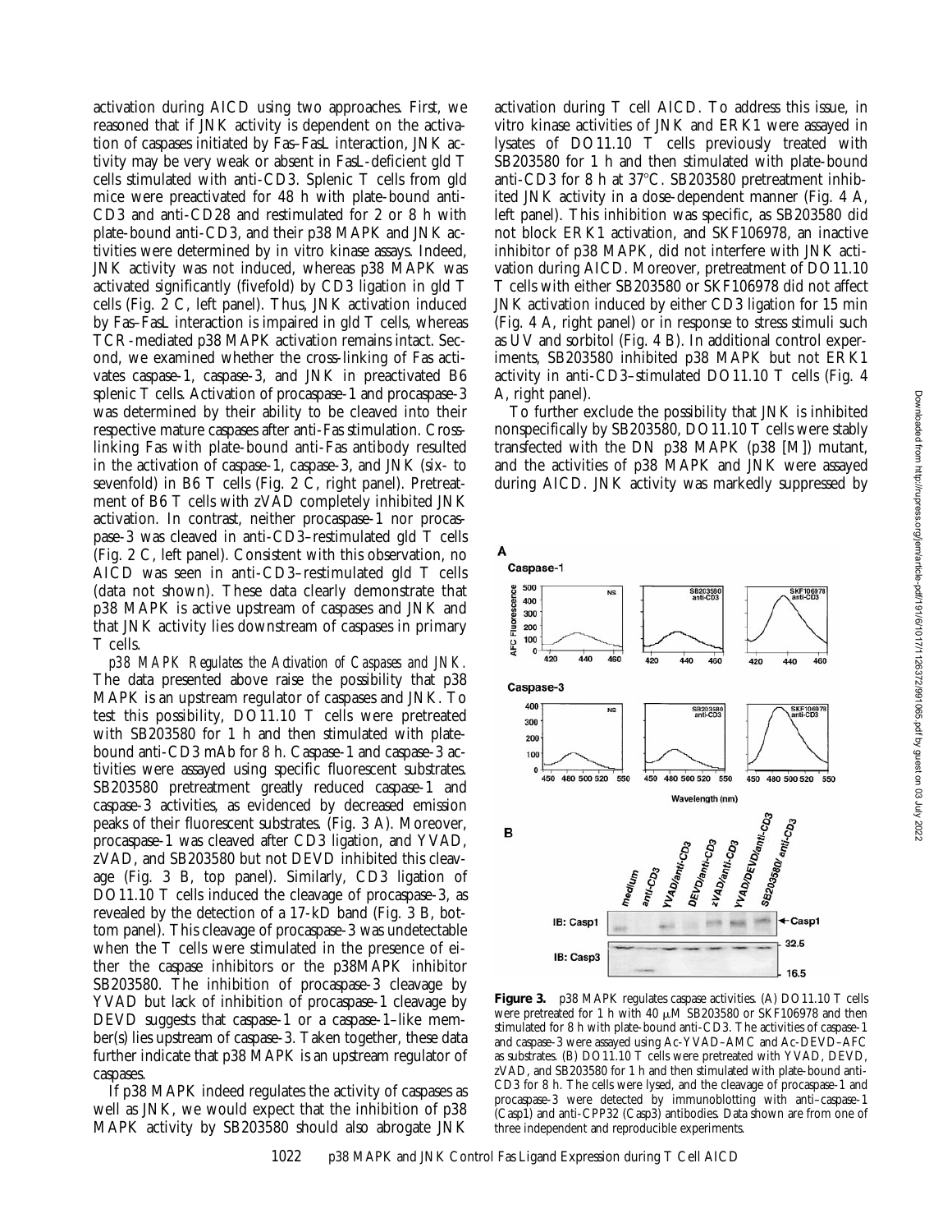activation during AICD using two approaches. First, we reasoned that if JNK activity is dependent on the activation of caspases initiated by Fas–FasL interaction, JNK activity may be very weak or absent in FasL-deficient gld T cells stimulated with anti-CD3. Splenic T cells from gld mice were preactivated for 48 h with plate-bound anti-CD3 and anti-CD28 and restimulated for 2 or 8 h with plate-bound anti-CD3, and their p38 MAPK and JNK activities were determined by in vitro kinase assays. Indeed, JNK activity was not induced, whereas p38 MAPK was activated significantly (fivefold) by CD3 ligation in gld T cells (Fig. 2 C, left panel). Thus, JNK activation induced by Fas–FasL interaction is impaired in gld T cells, whereas TCR-mediated p38 MAPK activation remains intact. Second, we examined whether the cross-linking of Fas activates caspase-1, caspase-3, and JNK in preactivated B6 splenic T cells. Activation of procaspase-1 and procaspase-3 was determined by their ability to be cleaved into their respective mature caspases after anti-Fas stimulation. Cross-linking Fas with plate-bound anti-Fas antibody resulted in the activation of caspase-1, caspase-3, and JNK (six- to sevenfold) in B6 T cells (Fig. 2 C, right panel). Pretreatment of B6 T cells with zVAD completely inhibited JNK activation. In contrast, neither procaspase-1 nor procaspase-3 was cleaved in anti-CD3–restimulated gld T cells (Fig. 2 C, left panel). Consistent with this observation, no AICD was seen in anti-CD3–restimulated gld T cells (data not shown). These data clearly demonstrate that p38 MAPK is active upstream of caspases and JNK and that JNK activity lies downstream of caspases in primary T cells.

*p38 MAPK Regulates the Activation of Caspases and JNK.* The data presented above raise the possibility that p38 MAPK is an upstream regulator of caspases and JNK. To test this possibility, DO11.10 T cells were pretreated with SB203580 for 1 h and then stimulated with plate-bound anti-CD3 mAb for 8 h. Caspase-1 and caspase-3 activities were assayed using specific fluorescent substrates. SB203580 pretreatment greatly reduced caspase-1 and caspase-3 activities, as evidenced by decreased emission peaks of their fluorescent substrates. (Fig. 3 A). Moreover, procaspase-1 was cleaved after CD3 ligation, and YVAD, zVAD, and SB203580 but not DEVD inhibited this cleavage (Fig. 3 B, top panel). Similarly, CD3 ligation of DO11.10 T cells induced the cleavage of procaspase-3, as revealed by the detection of a 17-kD band (Fig. 3 B, bottom panel). This cleavage of procaspase-3 was undetectable when the T cells were stimulated in the presence of either the caspase inhibitors or the p38MAPK inhibitor SB203580. The inhibition of procaspase-3 cleavage by YVAD but lack of inhibition of procaspase-1 cleavage by DEVD suggests that caspase-1 or a caspase-1–like member(s) lies upstream of caspase-3. Taken together, these data further indicate that p38 MAPK is an upstream regulator of caspases.

If p38 MAPK indeed regulates the activity of caspases as well as JNK, we would expect that the inhibition of p38 MAPK activity by SB203580 should also abrogate JNK activation during T cell AICD. To address this issue, in vitro kinase activities of JNK and ERK1 were assayed in lysates of DO11.10 T cells previously treated with SB203580 for 1 h and then stimulated with plate-bound anti-CD3 for 8 h at 37°C. SB203580 pretreatment inhibited JNK activity in a dose-dependent manner (Fig. 4 A, left panel). This inhibition was specific, as SB203580 did not block ERK1 activation, and SKF106978, an inactive inhibitor of p38 MAPK, did not interfere with JNK activation during AICD. Moreover, pretreatment of DO11.10 T cells with either SB203580 or SKF106978 did not affect JNK activation induced by either CD3 ligation for 15 min (Fig. 4 A, right panel) or in response to stress stimuli such as UV and sorbitol (Fig. 4 B). In additional control experiments, SB203580 inhibited p38 MAPK but not ERK1 activity in anti-CD3–stimulated DO11.10 T cells (Fig. 4 A, right panel).

To further exclude the possibility that JNK is inhibited nonspecifically by SB203580, DO11.10 T cells were stably transfected with the DN p38 MAPK (p38 [M]) mutant, and the activities of p38 MAPK and JNK were assayed during AICD. JNK activity was markedly suppressed by

**Figure 3.** p38 MAPK regulates caspase activities. (A) DO11.10 T cells were pretreated for 1 h with 40 μM SB203580 or SKF106978 and then stimulated for 8 h with plate-bound anti-CD3. The activities of caspase-1 and caspase-3 were assayed using Ac-YVAD–AMC and Ac-DEVD–AFC as substrates. (B) DO11.10 T cells were pretreated with YVAD, DEVD, zVAD, and SB203580 for 1 h and then stimulated with plate-bound anti-CD3 for 8 h. The cells were lysed, and the cleavage of procaspase-1 and procaspase-3 were detected by immunoblotting with anti–caspase-1 (Casp1) and anti-CPP32 (Casp3) antibodies. Data shown are from one of three independent and reproducible experiments.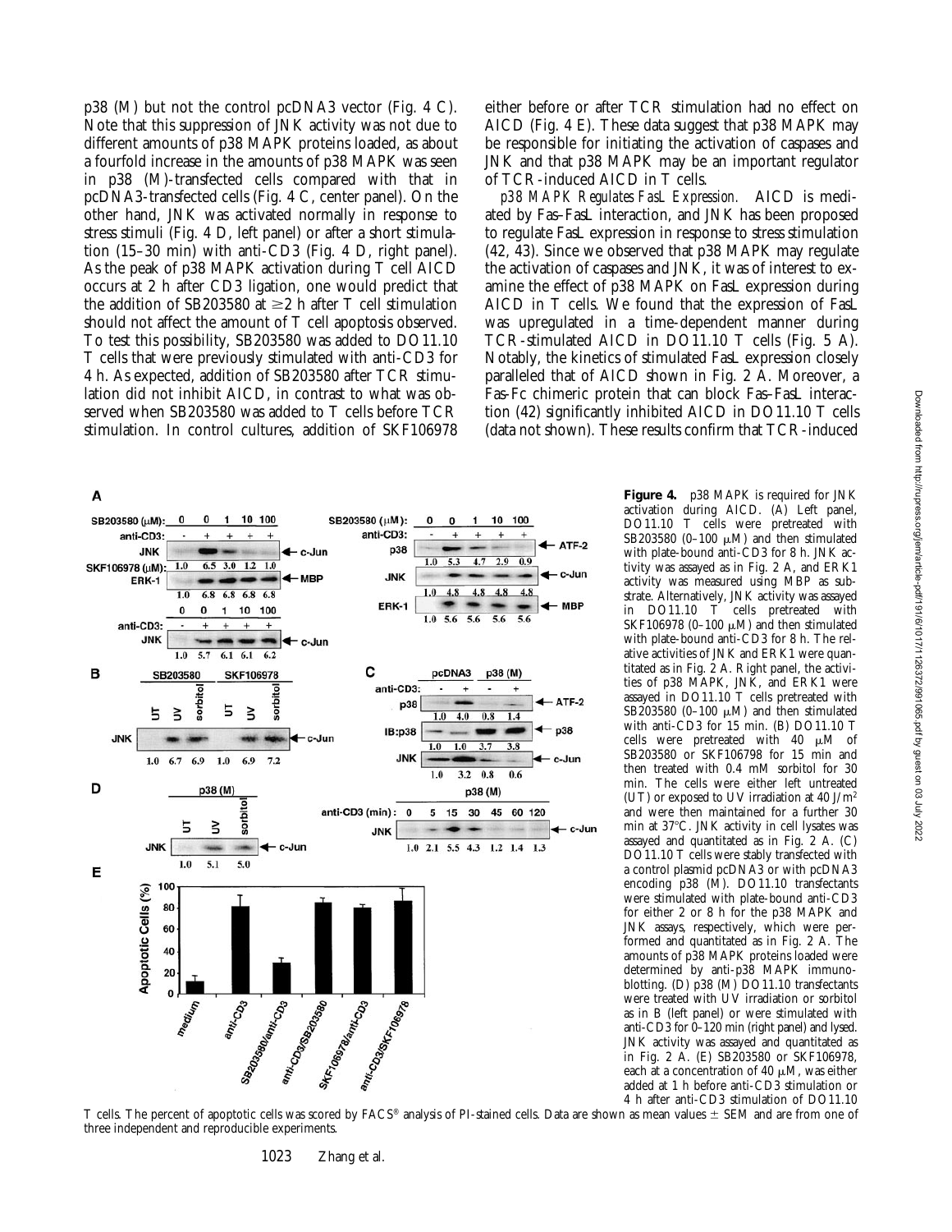p38 (M) but not the control pcDNA3 vector (Fig. 4 C). Note that this suppression of JNK activity was not due to different amounts of p38 MAPK proteins loaded, as about a fourfold increase in the amounts of p38 MAPK was seen in p38 (M)-transfected cells compared with that in pcDNA3-transfected cells (Fig. 4 C, center panel). On the other hand, JNK was activated normally in response to stress stimuli (Fig. 4 D, left panel) or after a short stimulation (15–30 min) with anti-CD3 (Fig. 4 D, right panel). As the peak of p38 MAPK activation during T cell AICD occurs at 2 h after CD3 ligation, one would predict that the addition of SB203580 at ≥2 h after T cell stimulation should not affect the amount of T cell apoptosis observed. To test this possibility, SB203580 was added to DO11.10 T cells that were previously stimulated with anti-CD3 for 4 h. As expected, addition of SB203580 after TCR stimulation did not inhibit AICD, in contrast to what was observed when SB203580 was added to T cells before TCR stimulation. In control cultures, addition of SKF106978 either before or after TCR stimulation had no effect on AICD (Fig. 4 E). These data suggest that p38 MAPK may be responsible for initiating the activation of caspases and JNK and that p38 MAPK may be an important regulator of TCR-induced AICD in T cells.

*p38 MAPK Regulates FasL Expression.* AICD is mediated by Fas–FasL interaction, and JNK has been proposed to regulate FasL expression in response to stress stimulation (42, 43). Since we observed that p38 MAPK may regulate the activation of caspases and JNK, it was of interest to examine the effect of p38 MAPK on FasL expression during AICD in T cells. We found that the expression of FasL was upregulated in a time-dependent manner during TCR-stimulated AICD in DO11.10 T cells (Fig. 5 A). Notably, the kinetics of stimulated FasL expression closely paralleled that of AICD shown in Fig. 2 A. Moreover, a Fas-Fc chimeric protein that can block Fas–FasL interaction (42) significantly inhibited AICD in DO11.10 T cells (data not shown). These results confirm that TCR-induced

**Figure 4.** p38 MAPK is required for JNK activation during AICD. (A) Left panel, DO11.10 T cells were pretreated with SB203580 (0–100 μM) and then stimulated with plate-bound anti-CD3 for 8 h. JNK activity was assayed as in Fig. 2 A, and ERK1 activity was measured using MBP as substrate. Alternatively, JNK activity was assayed in DO11.10 T cells pretreated with SKF106978 (0–100 μM) and then stimulated with plate-bound anti-CD3 for 8 h. The relative activities of JNK and ERK1 were quantitated as in Fig. 2 A. Right panel, the activities of p38 MAPK, JNK, and ERK1 were assayed in DO11.10 T cells pretreated with SB203580 (0–100 μM) and then stimulated with anti-CD3 for 15 min. (B) DO11.10 T cells were pretreated with 40 μM of SB203580 or SKF106798 for 15 min and then treated with 0.4 mM sorbitol for 30 min. The cells were either left untreated (UT) or exposed to UV irradiation at 40 J/m² and were then maintained for a further 30 min at 37°C. JNK activity in cell lysates was assayed and quantitated as in Fig. 2 A. (C) DO11.10 T cells were stably transfected with a control plasmid pcDNA3 or with pcDNA3 encoding p38 (M). DO11.10 transfectants were stimulated with plate-bound anti-CD3 for either 2 or 8 h for the p38 MAPK and JNK assays, respectively, which were performed and quantitated as in Fig. 2 A. The amounts of p38 MAPK proteins loaded were determined by anti-p38 MAPK immunoblotting. (D) p38 (M) DO11.10 transfectants were treated with UV irradiation or sorbitol as in B (left panel) or were stimulated with anti-CD3 for 0–120 min (right panel) and lysed. JNK activity was assayed and quantitated as in Fig. 2 A. (E) SB203580 or SKF106978, each at a concentration of 40 μM, was either added at 1 h before anti-CD3 stimulation or 4 h after anti-CD3 stimulation of DO11.10 T cells. The percent of apoptotic cells was scored by FACS® analysis of PI-stained cells. Data are shown as mean values ± SEM and are from one of three independent and reproducible experiments.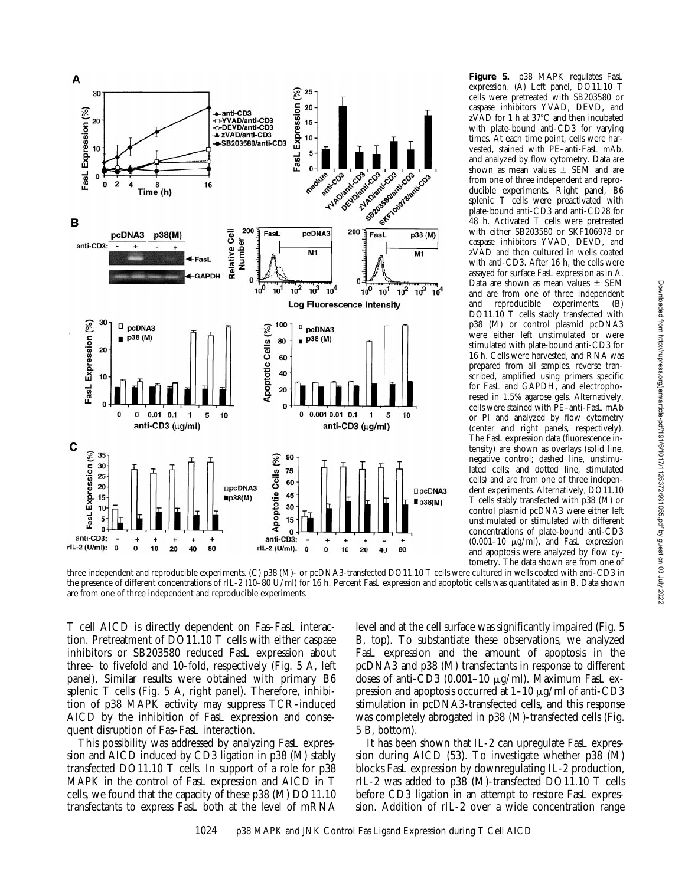**Figure 5.** p38 MAPK regulates FasL expression. (A) Left panel, DO11.10 T cells were pretreated with SB203580 or caspase inhibitors YVAD, DEVD, and zVAD for 1 h at 37°C and then incubated with plate-bound anti-CD3 for varying times. At each time point, cells were harvested, stained with PE–anti-FasL mAb, and analyzed by flow cytometry. Data are shown as mean values ± SEM and are from one of three independent and reproducible experiments. Right panel, B6 splenic T cells were preactivated with plate-bound anti-CD3 and anti-CD28 for 48 h. Activated T cells were pretreated with either SB203580 or SKF106978 or caspase inhibitors YVAD, DEVD, and zVAD and then cultured in wells coated with anti-CD3. After 16 h, the cells were assayed for surface FasL expression as in A. Data are shown as mean values ± SEM and are from one of three independent and reproducible experiments. (B) DO11.10 T cells stably transfected with p38 (M) or control plasmid pcDNA3 were either left unstimulated or were stimulated with plate-bound anti-CD3 for 16 h. Cells were harvested, and RNA was prepared from all samples, reverse transcribed, amplified using primers specific for FasL and GAPDH, and electrophoresed in 1.5% agarose gels. Alternatively, cells were stained with PE–anti-FasL mAb or PI and analyzed by flow cytometry (center and right panels, respectively). The FasL expression data (fluorescence intensity) are shown as overlays (solid line, negative control; dashed line, unstimulated cells; and dotted line, stimulated cells) and are from one of three independent experiments. Alternatively, DO11.10 T cells stably transfected with p38 (M) or control plasmid pcDNA3 were either left unstimulated or stimulated with different concentrations of plate-bound anti-CD3 (0.001–10 μg/ml), and FasL expression and apoptosis were analyzed by flow cytometry. The data shown are from one of three independent and reproducible experiments. (C) p38 (M)- or pcDNA3-transfected DO11.10 T cells were cultured in wells coated with anti-CD3 in the presence of different concentrations of rIL-2 (10–80 U/ml) for 16 h. Percent FasL expression and apoptotic cells was quantitated as in B. Data shown are from one of three independent and reproducible experiments.

T cell AICD is directly dependent on Fas–FasL interaction. Pretreatment of DO11.10 T cells with either caspase inhibitors or SB203580 reduced FasL expression about three- to fivefold and 10-fold, respectively (Fig. 5 A, left panel). Similar results were obtained with primary B6 splenic T cells (Fig. 5 A, right panel). Therefore, inhibition of p38 MAPK activity may suppress TCR-induced AICD by the inhibition of FasL expression and consequent disruption of Fas–FasL interaction.

This possibility was addressed by analyzing FasL expression and AICD induced by CD3 ligation in p38 (M) stably transfected DO11.10 T cells. In support of a role for p38 MAPK in the control of FasL expression and AICD in T cells, we found that the capacity of these p38 (M) DO11.10 transfectants to express FasL both at the level of mRNA level and at the cell surface was significantly impaired (Fig. 5 B, top). To substantiate these observations, we analyzed FasL expression and the amount of apoptosis in the pcDNA3 and p38 (M) transfectants in response to different doses of anti-CD3 (0.001–10 μg/ml). Maximum FasL expression and apoptosis occurred at 1–10 μg/ml of anti-CD3 stimulation in pcDNA3-transfected cells, and this response was completely abrogated in p38 (M)-transfected cells (Fig. 5 B, bottom).

It has been shown that IL-2 can upregulate FasL expression during AICD (53). To investigate whether p38 (M) blocks FasL expression by downregulating IL-2 production, rIL-2 was added to p38 (M)-transfected DO11.10 T cells before CD3 ligation in an attempt to restore FasL expression. Addition of rIL-2 over a wide concentration range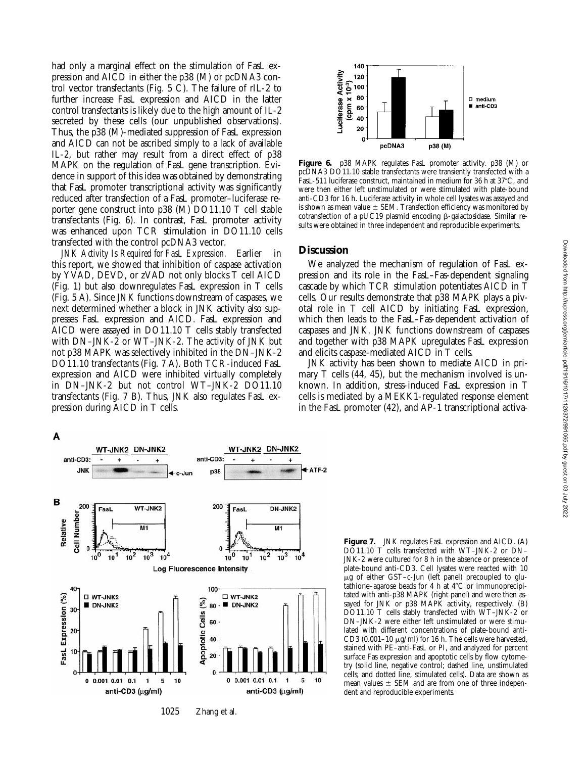had only a marginal effect on the stimulation of FasL expression and AICD in either the p38 (M) or pcDNA3 control vector transfectants (Fig. 5 C). The failure of rIL-2 to further increase FasL expression and AICD in the latter control transfectants is likely due to the high amount of IL-2 secreted by these cells (our unpublished observations). Thus, the p38 (M)-mediated suppression of FasL expression and AICD can not be ascribed simply to a lack of available IL-2, but rather may result from a direct effect of p38 MAPK on the regulation of FasL gene transcription. Evidence in support of this idea was obtained by demonstrating that FasL promoter transcriptional activity was significantly reduced after transfection of a FasL promoter–luciferase reporter gene construct into p38 (M) DO11.10 T cell stable transfectants (Fig. 6). In contrast, FasL promoter activity was enhanced upon TCR stimulation in DO11.10 cells transfected with the control pcDNA3 vector.

*JNK Activity Is Required for FasL Expression.* Earlier in this report, we showed that inhibition of caspase activation by YVAD, DEVD, or zVAD not only blocks T cell AICD (Fig. 1) but also downregulates FasL expression in T cells (Fig. 5 A). Since JNK functions downstream of caspases, we next determined whether a block in JNK activity also suppresses FasL expression and AICD. FasL expression and AICD were assayed in DO11.10 T cells stably transfected with DN–JNK-2 or WT–JNK-2. The activity of JNK but not p38 MAPK was selectively inhibited in the DN–JNK-2 DO11.10 transfectants (Fig. 7 A). Both TCR-induced FasL expression and AICD were inhibited virtually completely in DN–JNK-2 but not control WT–JNK-2 DO11.10 transfectants (Fig. 7 B). Thus, JNK also regulates FasL expression during AICD in T cells.

**Figure 6.** p38 MAPK regulates FasL promoter activity. p38 (M) or pcDNA3 DO11.10 stable transfectants were transiently transfected with a FasL-511 luciferase construct, maintained in medium for 36 h at 37°C, and were then either left unstimulated or were stimulated with plate-bound anti-CD3 for 16 h. Luciferase activity in whole cell lysates was assayed and is shown as mean value ± SEM. Transfection efficiency was monitored by cotransfection of a pUC19 plasmid encoding β-galactosidase. Similar results were obtained in three independent and reproducible experiments.

## Discussion

We analyzed the mechanism of regulation of FasL expression and its role in the FasL–Fas-dependent signaling cascade by which TCR stimulation potentiates AICD in T cells. Our results demonstrate that p38 MAPK plays a pivotal role in T cell AICD by initiating FasL expression, which then leads to the FasL–Fas-dependent activation of caspases and JNK. JNK functions downstream of caspases and together with p38 MAPK upregulates FasL expression and elicits caspase-mediated AICD in T cells.

JNK activity has been shown to mediate AICD in primary T cells (44, 45), but the mechanism involved is unknown. In addition, stress-induced FasL expression in T cells is mediated by a MEKK1-regulated response element in the FasL promoter (42), and AP-1 transcriptional activa-

**Figure 7.** JNK regulates FasL expression and AICD. (A) DO11.10 T cells transfected with WT–JNK-2 or DN–JNK-2 were cultured for 8 h in the absence or presence of plate-bound anti-CD3. Cell lysates were reacted with 10 μg of either GST–c-Jun (left panel) precoupled to glutathione–agarose beads for 4 h at 4°C or immunoprecipitated with anti-p38 MAPK (right panel) and were then assayed for JNK or p38 MAPK activity, respectively. (B) DO11.10 T cells stably transfected with WT–JNK-2 or DN–JNK-2 were either left unstimulated or were stimulated with different concentrations of plate-bound anti-CD3 (0.001–10 μg/ml) for 16 h. The cells were harvested, stained with PE–anti-FasL or PI, and analyzed for percent surface Fas expression and apoptotic cells by flow cytometry (solid line, negative control; dashed line, unstimulated cells; and dotted line, stimulated cells). Data are shown as mean values ± SEM and are from one of three independent and reproducible experiments.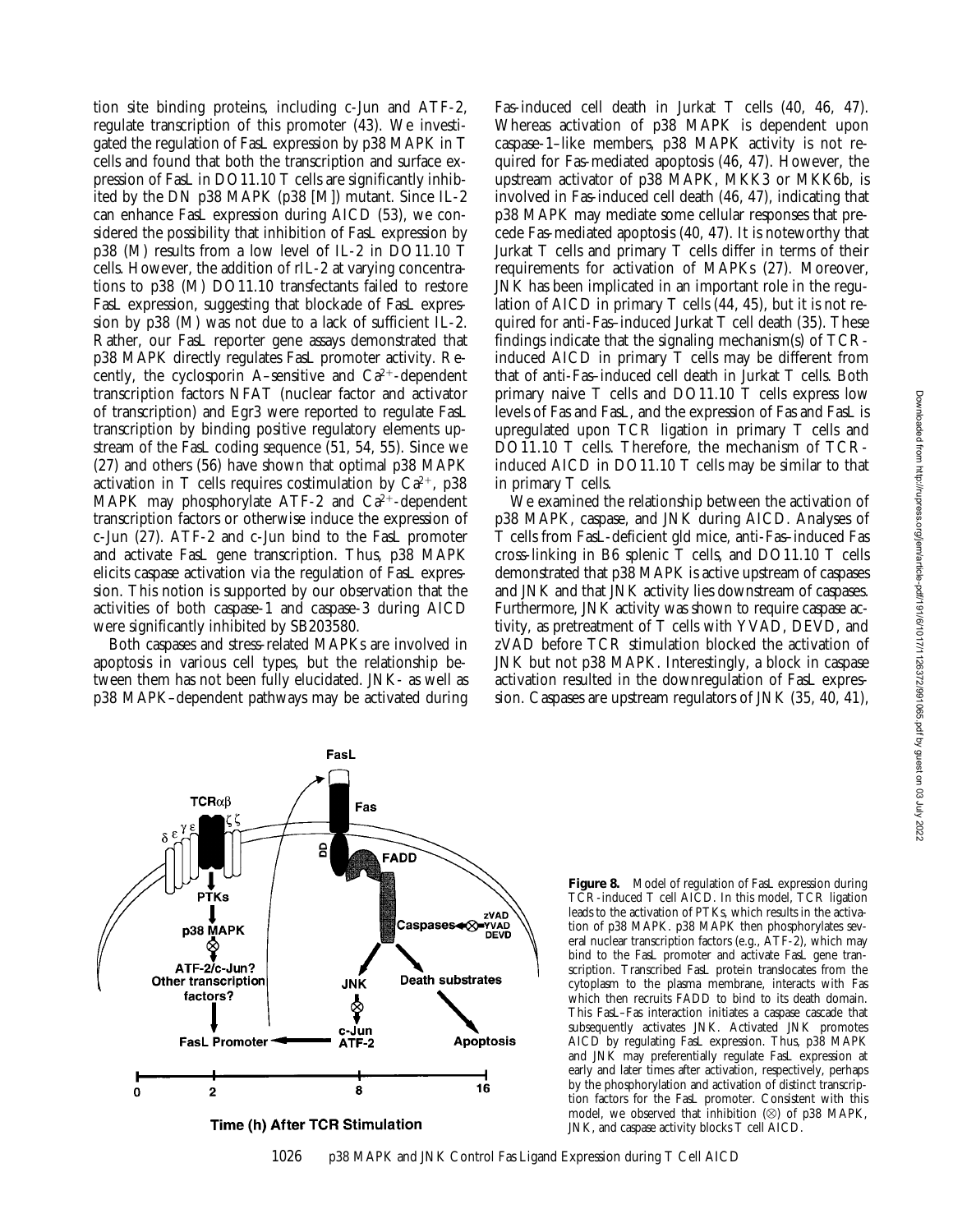tion site binding proteins, including c-Jun and ATF-2, regulate transcription of this promoter (43). We investigated the regulation of FasL expression by p38 MAPK in T cells and found that both the transcription and surface expression of FasL in DO11.10 T cells are significantly inhibited by the DN p38 MAPK (p38 [M]) mutant. Since IL-2 can enhance FasL expression during AICD (53), we considered the possibility that inhibition of FasL expression by p38 (M) results from a low level of IL-2 in DO11.10 T cells. However, the addition of rIL-2 at varying concentrations to p38 (M) DO11.10 transfectants failed to restore FasL expression, suggesting that blockade of FasL expression by p38 (M) was not due to a lack of sufficient IL-2. Rather, our FasL reporter gene assays demonstrated that p38 MAPK directly regulates FasL promoter activity. Recently, the cyclosporin A–sensitive and $Ca^{2+}$-dependent transcription factors NFAT (nuclear factor and activator of transcription) and Egr3 were reported to regulate FasL transcription by binding positive regulatory elements upstream of the FasL coding sequence (51, 54, 55). Since we (27) and others (56) have shown that optimal p38 MAPK activation in T cells requires costimulation by $Ca^{2+}$, p38 MAPK may phosphorylate ATF-2 and $Ca^{2+}$-dependent transcription factors or otherwise induce the expression of c-Jun (27). ATF-2 and c-Jun bind to the FasL promoter and activate FasL gene transcription. Thus, p38 MAPK elicits caspase activation via the regulation of FasL expression. This notion is supported by our observation that the activities of both caspase-1 and caspase-3 during AICD were significantly inhibited by SB203580.

Both caspases and stress-related MAPKs are involved in apoptosis in various cell types, but the relationship between them has not been fully elucidated. JNK- as well as p38 MAPK–dependent pathways may be activated during Fas-induced cell death in Jurkat T cells (40, 46, 47). Whereas activation of p38 MAPK is dependent upon caspase-1–like members, p38 MAPK activity is not required for Fas-mediated apoptosis (46, 47). However, the upstream activator of p38 MAPK, MKK3 or MKK6b, is involved in Fas-induced cell death (46, 47), indicating that p38 MAPK may mediate some cellular responses that precede Fas-mediated apoptosis (40, 47). It is noteworthy that Jurkat T cells and primary T cells differ in terms of their requirements for activation of MAPKs (27). Moreover, JNK has been implicated in an important role in the regulation of AICD in primary T cells (44, 45), but it is not required for anti-Fas–induced Jurkat T cell death (35). These findings indicate that the signaling mechanism(s) of TCR-induced AICD in primary T cells may be different from that of anti-Fas–induced cell death in Jurkat T cells. Both primary naive T cells and DO11.10 T cells express low levels of Fas and FasL, and the expression of Fas and FasL is upregulated upon TCR ligation in primary T cells and DO11.10 T cells. Therefore, the mechanism of TCR-induced AICD in DO11.10 T cells may be similar to that in primary T cells.

We examined the relationship between the activation of p38 MAPK, caspase, and JNK during AICD. Analyses of T cells from FasL-deficient gld mice, anti-Fas–induced Fas cross-linking in B6 splenic T cells, and DO11.10 T cells demonstrated that p38 MAPK is active upstream of caspases and JNK and that JNK activity lies downstream of caspases. Furthermore, JNK activity was shown to require caspase activity, as pretreatment of T cells with YVAD, DEVD, and zVAD before TCR stimulation blocked the activation of JNK but not p38 MAPK. Interestingly, a block in caspase activation resulted in the downregulation of FasL expression. Caspases are upstream regulators of JNK (35, 40, 41),

**Figure 8.** Model of regulation of FasL expression during TCR-induced T cell AICD. In this model, TCR ligation leads to the activation of PTKs, which results in the activation of p38 MAPK. p38 MAPK then phosphorylates several nuclear transcription factors (e.g., ATF-2), which may bind to the FasL promoter and activate FasL gene transcription. Transcribed FasL protein translocates from the cytoplasm to the plasma membrane, interacts with Fas which then recruits FADD to bind to its death domain. This FasL–Fas interaction initiates a caspase cascade that subsequently activates JNK. Activated JNK promotes AICD by regulating FasL expression. Thus, p38 MAPK and JNK may preferentially regulate FasL expression at early and later times after activation, respectively, perhaps by the phosphorylation and activation of distinct transcription factors for the FasL promoter. Consistent with this model, we observed that inhibition (⊗) of p38 MAPK, JNK, and caspase activity blocks T cell AICD.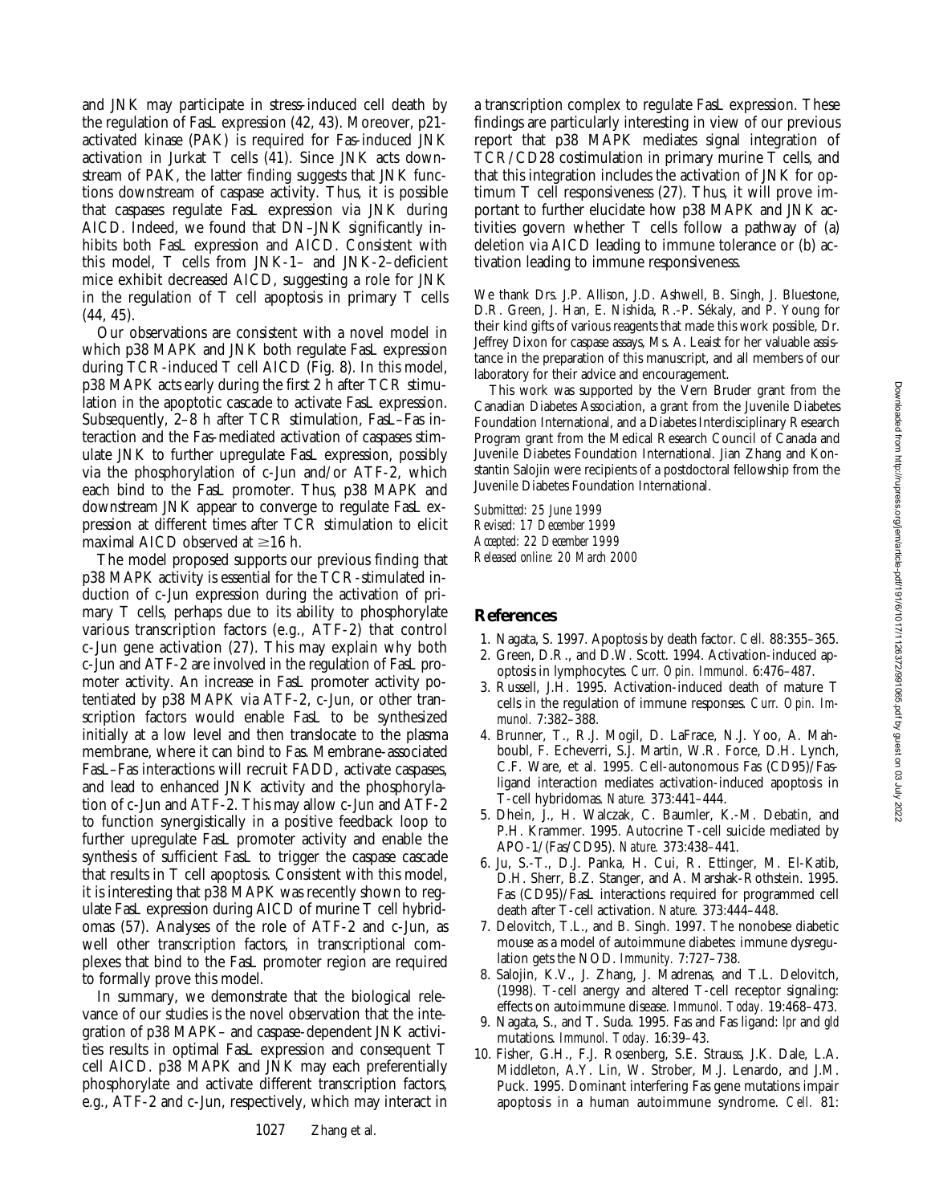and JNK may participate in stress-induced cell death by the regulation of FasL expression (42, 43). Moreover, p21-activated kinase (PAK) is required for Fas-induced JNK activation in Jurkat T cells (41). Since JNK acts downstream of PAK, the latter finding suggests that JNK functions downstream of caspase activity. Thus, it is possible that caspases regulate FasL expression via JNK during AICD. Indeed, we found that DN–JNK significantly inhibits both FasL expression and AICD. Consistent with this model, T cells from JNK-1– and JNK-2–deficient mice exhibit decreased AICD, suggesting a role for JNK in the regulation of T cell apoptosis in primary T cells (44, 45).

Our observations are consistent with a novel model in which p38 MAPK and JNK both regulate FasL expression during TCR-induced T cell AICD (Fig. 8). In this model, p38 MAPK acts early during the first 2 h after TCR stimulation in the apoptotic cascade to activate FasL expression. Subsequently, 2–8 h after TCR stimulation, FasL–Fas interaction and the Fas-mediated activation of caspases stimulate JNK to further upregulate FasL expression, possibly via the phosphorylation of c-Jun and/or ATF-2, which each bind to the FasL promoter. Thus, p38 MAPK and downstream JNK appear to converge to regulate FasL expression at different times after TCR stimulation to elicit maximal AICD observed at $\geq$16 h.

The model proposed supports our previous finding that p38 MAPK activity is essential for the TCR-stimulated induction of c-Jun expression during the activation of primary T cells, perhaps due to its ability to phosphorylate various transcription factors (e.g., ATF-2) that control c-Jun gene activation (27). This may explain why both c-Jun and ATF-2 are involved in the regulation of FasL promoter activity. An increase in FasL promoter activity potentiated by p38 MAPK via ATF-2, c-Jun, or other transcription factors would enable FasL to be synthesized initially at a low level and then translocate to the plasma membrane, where it can bind to Fas. Membrane-associated FasL–Fas interactions will recruit FADD, activate caspases, and lead to enhanced JNK activity and the phosphorylation of c-Jun and ATF-2. This may allow c-Jun and ATF-2 to function synergistically in a positive feedback loop to further upregulate FasL promoter activity and enable the synthesis of sufficient FasL to trigger the caspase cascade that results in T cell apoptosis. Consistent with this model, it is interesting that p38 MAPK was recently shown to regulate FasL expression during AICD of murine T cell hybridomas (57). Analyses of the role of ATF-2 and c-Jun, as well other transcription factors, in transcriptional complexes that bind to the FasL promoter region are required to formally prove this model.

In summary, we demonstrate that the biological relevance of our studies is the novel observation that the integration of p38 MAPK– and caspase-dependent JNK activities results in optimal FasL expression and consequent T cell AICD. p38 MAPK and JNK may each preferentially phosphorylate and activate different transcription factors, e.g., ATF-2 and c-Jun, respectively, which may interact in a transcription complex to regulate FasL expression. These findings are particularly interesting in view of our previous report that p38 MAPK mediates signal integration of TCR/CD28 costimulation in primary murine T cells, and that this integration includes the activation of JNK for optimum T cell responsiveness (27). Thus, it will prove important to further elucidate how p38 MAPK and JNK activities govern whether T cells follow a pathway of (a) deletion via AICD leading to immune tolerance or (b) activation leading to immune responsiveness.

We thank Drs. J.P. Allison, J.D. Ashwell, B. Singh, J. Bluestone, D.R. Green, J. Han, E. Nishida, R.-P. Sékaly, and P. Young for their kind gifts of various reagents that made this work possible, Dr. Jeffrey Dixon for caspase assays, Ms. A. Leaist for her valuable assistance in the preparation of this manuscript, and all members of our laboratory for their advice and encouragement.

This work was supported by the Vern Bruder grant from the Canadian Diabetes Association, a grant from the Juvenile Diabetes Foundation International, and a Diabetes Interdisciplinary Research Program grant from the Medical Research Council of Canada and Juvenile Diabetes Foundation International. Jian Zhang and Konstantin Salojin were recipients of a postdoctoral fellowship from the Juvenile Diabetes Foundation International.

*Submitted: 25 June 1999*
*Revised: 17 December 1999*
*Accepted: 22 December 1999*
*Released online: 20 March 2000*

## References

1. Nagata, S. 1997. Apoptosis by death factor. *Cell.* 88:355–365.
2. Green, D.R., and D.W. Scott. 1994. Activation-induced apoptosis in lymphocytes. *Curr. Opin. Immunol.* 6:476–487.
3. Russell, J.H. 1995. Activation-induced death of mature T cells in the regulation of immune responses. *Curr. Opin. Immunol.* 7:382–388.
4. Brunner, T., R.J. Mogil, D. LaFrace, N.J. Yoo, A. Mahboubl, F. Echeverri, S.J. Martin, W.R. Force, D.H. Lynch, C.F. Ware, et al. 1995. Cell-autonomous Fas (CD95)/Fas-ligand interaction mediates activation-induced apoptosis in T-cell hybridomas. *Nature.* 373:441–444.
5. Dhein, J., H. Walczak, C. Baumler, K.-M. Debatin, and P.H. Krammer. 1995. Autocrine T-cell suicide mediated by APO-1/(Fas/CD95). *Nature.* 373:438–441.
6. Ju, S.-T., D.J. Panka, H. Cui, R. Ettinger, M. El-Katib, D.H. Sherr, B.Z. Stanger, and A. Marshak-Rothstein. 1995. Fas (CD95)/FasL interactions required for programmed cell death after T-cell activation. *Nature.* 373:444–448.
7. Delovitch, T.L., and B. Singh. 1997. The nonobese diabetic mouse as a model of autoimmune diabetes: immune dysregulation gets the NOD. *Immunity.* 7:727–738.
8. Salojin, K.V., J. Zhang, J. Madrenas, and T.L. Delovitch, (1998). T-cell anergy and altered T-cell receptor signaling: effects on autoimmune disease. *Immunol. Today.* 19:468–473.
9. Nagata, S., and T. Suda. 1995. Fas and Fas ligand: *lpr* and *gld* mutations. *Immunol. Today.* 16:39–43.
10. Fisher, G.H., F.J. Rosenberg, S.E. Strauss, J.K. Dale, L.A. Middleton, A.Y. Lin, W. Strober, M.J. Lenardo, and J.M. Puck. 1995. Dominant interfering Fas gene mutations impair apoptosis in a human autoimmune syndrome. *Cell.* 81: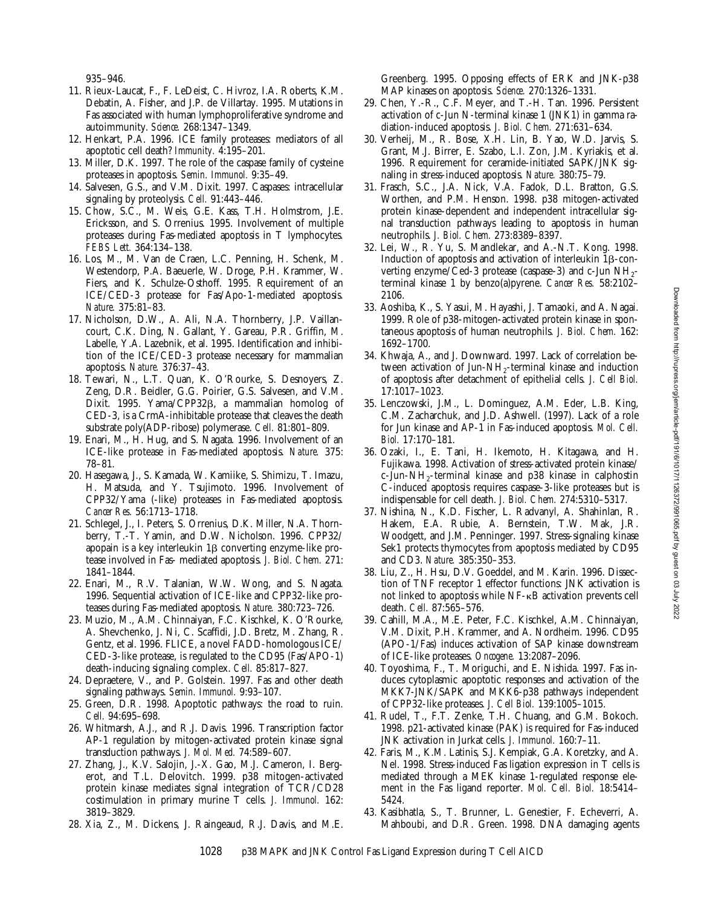935–946.

11. Rieux-Laucat, F., F. LeDeist, C. Hivroz, I.A. Roberts, K.M. Debatin, A. Fisher, and J.P. de Villartay. 1995. Mutations in Fas associated with human lymphoproliferative syndrome and autoimmunity. *Science.* 268:1347–1349.
12. Henkart, P.A. 1996. ICE family proteases: mediators of all apoptotic cell death? *Immunity.* 4:195–201.
13. Miller, D.K. 1997. The role of the caspase family of cysteine proteases in apoptosis. *Semin. Immunol.* 9:35–49.
14. Salvesen, G.S., and V.M. Dixit. 1997. Caspases: intracellular signaling by proteolysis. *Cell.* 91:443–446.
15. Chow, S.C., M. Weis, G.E. Kass, T.H. Holmstrom, J.E. Ericksson, and S. Orrenius. 1995. Involvement of multiple proteases during Fas-mediated apoptosis in T lymphocytes. *FEBS Lett.* 364:134–138.
16. Los, M., M. Van de Craen, L.C. Penning, H. Schenk, M. Westendorp, P.A. Baeuerle, W. Droge, P.H. Krammer, W. Fiers, and K. Schulze-Osthoff. 1995. Requirement of an ICE/CED-3 protease for Fas/Apo-1-mediated apoptosis. *Nature.* 375:81–83.
17. Nicholson, D.W., A. Ali, N.A. Thornberry, J.P. Vaillancourt, C.K. Ding, M. Gallant, Y. Gareau, P.R. Griffin, M. Labelle, Y.A. Lazebnik, et al. 1995. Identification and inhibition of the ICE/CED-3 protease necessary for mammalian apoptosis. *Nature.* 376:37–43.
18. Tewari, N., L.T. Quan, K. O'Rourke, S. Desnoyers, Z. Zeng, D.R. Beidler, G.G. Poirier, G.S. Salvesen, and V.M. Dixit. 1995. Yama/CPP32β, a mammalian homolog of CED-3, is a CrmA-inhibitable protease that cleaves the death substrate poly(ADP-ribose) polymerase. *Cell.* 81:801–809.
19. Enari, M., H. Hug, and S. Nagata. 1996. Involvement of an ICE-like protease in Fas-mediated apoptosis. *Nature.* 375: 78–81.
20. Hasegawa, J., S. Kamada, W. Kamiike, S. Shimizu, T. Imazu, H. Matsuda, and Y. Tsujimoto. 1996. Involvement of CPP32/Yama (-like) proteases in Fas-mediated apoptosis. *Cancer Res.* 56:1713–1718.
21. Schlegel, J., I. Peters, S. Orrenius, D.K. Miller, N.A. Thornberry, T.-T. Yamin, and D.W. Nicholson. 1996. CPP32/apopain is a key interleukin 1β converting enzyme-like protease involved in Fas- mediated apoptosis. *J. Biol. Chem.* 271: 1841–1844.
22. Enari, M., R.V. Talanian, W.W. Wong, and S. Nagata. 1996. Sequential activation of ICE-like and CPP32-like proteases during Fas-mediated apoptosis. *Nature.* 380:723–726.
23. Muzio, M., A.M. Chinnaiyan, F.C. Kischkel, K. O'Rourke, A. Shevchenko, J. Ni, C. Scaffidi, J.D. Bretz, M. Zhang, R. Gentz, et al. 1996. FLICE, a novel FADD-homologous ICE/CED-3-like protease, is regulated to the CD95 (Fas/APO-1) death-inducing signaling complex. *Cell.* 85:817–827.
24. Depraetere, V., and P. Golstein. 1997. Fas and other death signaling pathways. *Semin. Immunol.* 9:93–107.
25. Green, D.R. 1998. Apoptotic pathways: the road to ruin. *Cell.* 94:695–698.
26. Whitmarsh, A.J., and R.J. Davis. 1996. Transcription factor AP-1 regulation by mitogen-activated protein kinase signal transduction pathways. *J. Mol. Med.* 74:589–607.
27. Zhang, J., K.V. Salojin, J.-X. Gao, M.J. Cameron, I. Bergerot, and T.L. Delovitch. 1999. p38 mitogen-activated protein kinase mediates signal integration of TCR/CD28 costimulation in primary murine T cells. *J. Immunol.* 162: 3819–3829.
28. Xia, Z., M. Dickens, J. Raingeaud, R.J. Davis, and M.E. Greenberg. 1995. Opposing effects of ERK and JNK-p38 MAP kinases on apoptosis. *Science.* 270:1326–1331.
29. Chen, Y.-R., C.F. Meyer, and T.-H. Tan. 1996. Persistent activation of c-Jun N-terminal kinase 1 (JNK1) in gamma radiation-induced apoptosis. *J. Biol. Chem.* 271:631–634.
30. Verheij, M., R. Bose, X.H. Lin, B. Yao, W.D. Jarvis, S. Grant, M.J. Birrer, E. Szabo, L.I. Zon, J.M. Kyriakis, et al. 1996. Requirement for ceramide-initiated SAPK/JNK signaling in stress-induced apoptosis. *Nature.* 380:75–79.
31. Frasch, S.C., J.A. Nick, V.A. Fadok, D.L. Bratton, G.S. Worthen, and P.M. Henson. 1998. p38 mitogen-activated protein kinase-dependent and independent intracellular signal transduction pathways leading to apoptosis in human neutrophils. *J. Biol. Chem.* 273:8389–8397.
32. Lei, W., R. Yu, S. Mandlekar, and A.-N.T. Kong. 1998. Induction of apoptosis and activation of interleukin 1β-converting enzyme/Ced-3 protease (caspase-3) and c-Jun $NH_2$-terminal kinase 1 by benzo(a)pyrene. *Cancer Res.* 58:2102–2106.
33. Aoshiba, K., S. Yasui, M. Hayashi, J. Tamaoki, and A. Nagai. 1999. Role of p38-mitogen-activated protein kinase in spontaneous apoptosis of human neutrophils. *J. Biol. Chem.* 162: 1692–1700.
34. Khwaja, A., and J. Downward. 1997. Lack of correlation between activation of Jun-$NH_2$-terminal kinase and induction of apoptosis after detachment of epithelial cells. *J. Cell Biol.* 17:1017–1023.
35. Lenczowski, J.M., L. Dominguez, A.M. Eder, L.B. King, C.M. Zacharchuk, and J.D. Ashwell. (1997). Lack of a role for Jun kinase and AP-1 in Fas-induced apoptosis. *Mol. Cell. Biol.* 17:170–181.
36. Ozaki, I., E. Tani, H. Ikemoto, H. Kitagawa, and H. Fujikawa. 1998. Activation of stress-activated protein kinase/c-Jun-$NH_2$-terminal kinase and p38 kinase in calphostin C-induced apoptosis requires caspase-3-like proteases but is indispensable for cell death. *J. Biol. Chem.* 274:5310–5317.
37. Nishina, N., K.D. Fischer, L. Radvanyl, A. Shahinlan, R. Hakem, E.A. Rubie, A. Bernstein, T.W. Mak, J.R. Woodgett, and J.M. Penninger. 1997. Stress-signaling kinase Sek1 protects thymocytes from apoptosis mediated by CD95 and CD3. *Nature.* 385:350–353.
38. Liu, Z., H. Hsu, D.V. Goeddel, and M. Karin. 1996. Dissection of TNF receptor 1 effector functions: JNK activation is not linked to apoptosis while NF-κB activation prevents cell death. *Cell.* 87:565–576.
39. Cahill, M.A., M.E. Peter, F.C. Kischkel, A.M. Chinnaiyan, V.M. Dixit, P.H. Krammer, and A. Nordheim. 1996. CD95 (APO-1/Fas) induces activation of SAP kinase downstream of ICE-like proteases. *Oncogene.* 13:2087–2096.
40. Toyoshima, F., T. Moriguchi, and E. Nishida. 1997. Fas induces cytoplasmic apoptotic responses and activation of the MKK7-JNK/SAPK and MKK6-p38 pathways independent of CPP32-like proteases. *J. Cell Biol.* 139:1005–1015.
41. Rudel, T., F.T. Zenke, T.H. Chuang, and G.M. Bokoch. 1998. p21-activated kinase (PAK) is required for Fas-induced JNK activation in Jurkat cells. *J. Immunol.* 160:7–11.
42. Faris, M., K.M. Latinis, S.J. Kempiak, G.A. Koretzky, and A. Nel. 1998. Stress-induced Fas ligation expression in T cells is mediated through a MEK kinase 1-regulated response element in the Fas ligand reporter. *Mol. Cell. Biol.* 18:5414–5424.
43. Kasibhatla, S., T. Brunner, L. Genestier, F. Echeverri, A. Mahboubi, and D.R. Green. 1998. DNA damaging agents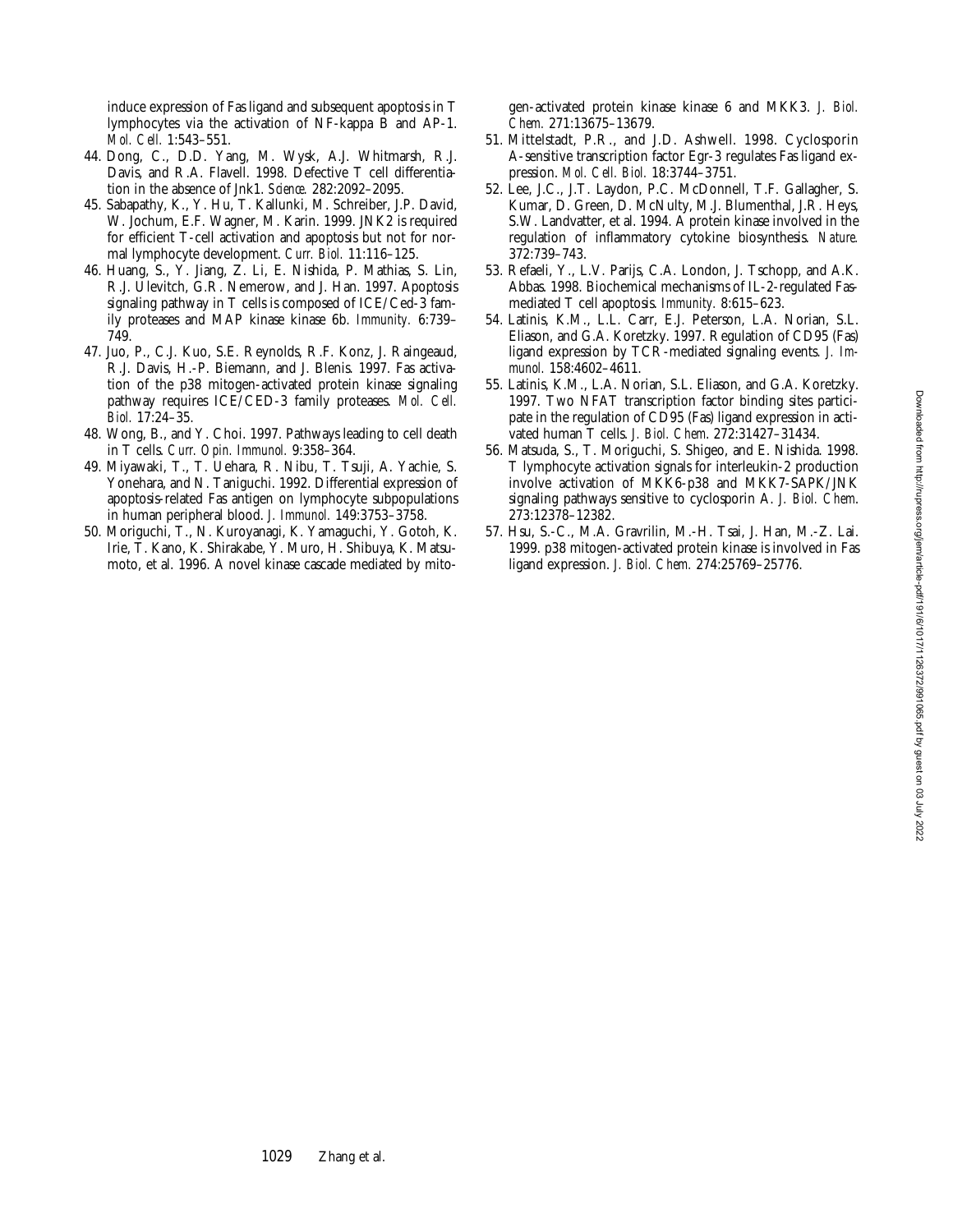induce expression of Fas ligand and subsequent apoptosis in T lymphocytes via the activation of NF-kappa B and AP-1. *Mol. Cell.* 1:543–551.

44. Dong, C., D.D. Yang, M. Wysk, A.J. Whitmarsh, R.J. Davis, and R.A. Flavell. 1998. Defective T cell differentiation in the absence of Jnk1. *Science.* 282:2092–2095.
45. Sabapathy, K., Y. Hu, T. Kallunki, M. Schreiber, J.P. David, W. Jochum, E.F. Wagner, M. Karin. 1999. JNK2 is required for efficient T-cell activation and apoptosis but not for normal lymphocyte development. *Curr. Biol.* 11:116–125.
46. Huang, S., Y. Jiang, Z. Li, E. Nishida, P. Mathias, S. Lin, R.J. Ulevitch, G.R. Nemerow, and J. Han. 1997. Apoptosis signaling pathway in T cells is composed of ICE/Ced-3 family proteases and MAP kinase kinase 6b. *Immunity.* 6:739–749.
47. Juo, P., C.J. Kuo, S.E. Reynolds, R.F. Konz, J. Raingeaud, R.J. Davis, H.-P. Biemann, and J. Blenis. 1997. Fas activation of the p38 mitogen-activated protein kinase signaling pathway requires ICE/CED-3 family proteases. *Mol. Cell. Biol.* 17:24–35.
48. Wong, B., and Y. Choi. 1997. Pathways leading to cell death in T cells. *Curr. Opin. Immunol.* 9:358–364.
49. Miyawaki, T., T. Uehara, R. Nibu, T. Tsuji, A. Yachie, S. Yonehara, and N. Taniguchi. 1992. Differential expression of apoptosis-related Fas antigen on lymphocyte subpopulations in human peripheral blood. *J. Immunol.* 149:3753–3758.
50. Moriguchi, T., N. Kuroyanagi, K. Yamaguchi, Y. Gotoh, K. Irie, T. Kano, K. Shirakabe, Y. Muro, H. Shibuya, K. Matsumoto, et al. 1996. A novel kinase cascade mediated by mitogen-activated protein kinase kinase 6 and MKK3. *J. Biol. Chem.* 271:13675–13679.
51. Mittelstadt, P.R., and J.D. Ashwell. 1998. Cyclosporin A-sensitive transcription factor Egr-3 regulates Fas ligand expression. *Mol. Cell. Biol.* 18:3744–3751.
52. Lee, J.C., J.T. Laydon, P.C. McDonnell, T.F. Gallagher, S. Kumar, D. Green, D. McNulty, M.J. Blumenthal, J.R. Heys, S.W. Landvatter, et al. 1994. A protein kinase involved in the regulation of inflammatory cytokine biosynthesis. *Nature.* 372:739–743.
53. Refaeli, Y., L.V. Parijs, C.A. London, J. Tschopp, and A.K. Abbas. 1998. Biochemical mechanisms of IL-2-regulated Fas-mediated T cell apoptosis. *Immunity.* 8:615–623.
54. Latinis, K.M., L.L. Carr, E.J. Peterson, L.A. Norian, S.L. Eliason, and G.A. Koretzky. 1997. Regulation of CD95 (Fas) ligand expression by TCR-mediated signaling events. *J. Immunol.* 158:4602–4611.
55. Latinis, K.M., L.A. Norian, S.L. Eliason, and G.A. Koretzky. 1997. Two NFAT transcription factor binding sites participate in the regulation of CD95 (Fas) ligand expression in activated human T cells. *J. Biol. Chem.* 272:31427–31434.
56. Matsuda, S., T. Moriguchi, S. Shigeo, and E. Nishida. 1998. T lymphocyte activation signals for interleukin-2 production involve activation of MKK6-p38 and MKK7-SAPK/JNK signaling pathways sensitive to cyclosporin A. *J. Biol. Chem.* 273:12378–12382.
57. Hsu, S.-C., M.A. Gravrilin, M.-H. Tsai, J. Han, M.-Z. Lai. 1999. p38 mitogen-activated protein kinase is involved in Fas ligand expression. *J. Biol. Chem.* 274:25769–25776.